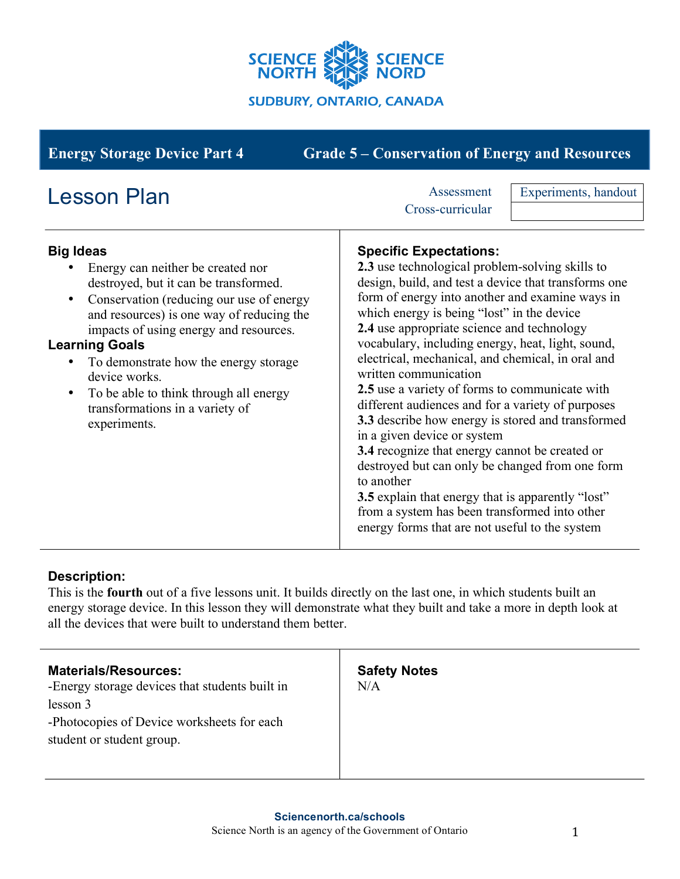SCIENCE NORTH SCIENCE NORD

SUDBURY, ONTARIO, CANADA

**Energy Storage Device Part 4** | **Grade 5 – Conservation of Energy and Resources**

# Lesson Plan

| | |
|---|---|
| Assessment | Experiments, handout |
| Cross-curricular | |

### Big Ideas

- Energy can neither be created nor destroyed, but it can be transformed.
- Conservation (reducing our use of energy and resources) is one way of reducing the impacts of using energy and resources.

### Learning Goals

- To demonstrate how the energy storage device works.
- To be able to think through all energy transformations in a variety of experiments.

### Specific Expectations:

**2.3** use technological problem-solving skills to design, build, and test a device that transforms one form of energy into another and examine ways in which energy is being "lost" in the device

**2.4** use appropriate science and technology vocabulary, including energy, heat, light, sound, electrical, mechanical, and chemical, in oral and written communication

**2.5** use a variety of forms to communicate with different audiences and for a variety of purposes

**3.3** describe how energy is stored and transformed in a given device or system

**3.4** recognize that energy cannot be created or destroyed but can only be changed from one form to another

**3.5** explain that energy that is apparently "lost" from a system has been transformed into other energy forms that are not useful to the system

### Description:

This is the **fourth** out of a five lessons unit. It builds directly on the last one, in which students built an energy storage device. In this lesson they will demonstrate what they built and take a more in depth look at all the devices that were built to understand them better.

### Materials/Resources:

-Energy storage devices that students built in lesson 3

-Photocopies of Device worksheets for each student or student group.

### Safety Notes

N/A

**Sciencenorth.ca/schools**

Science North is an agency of the Government of Ontario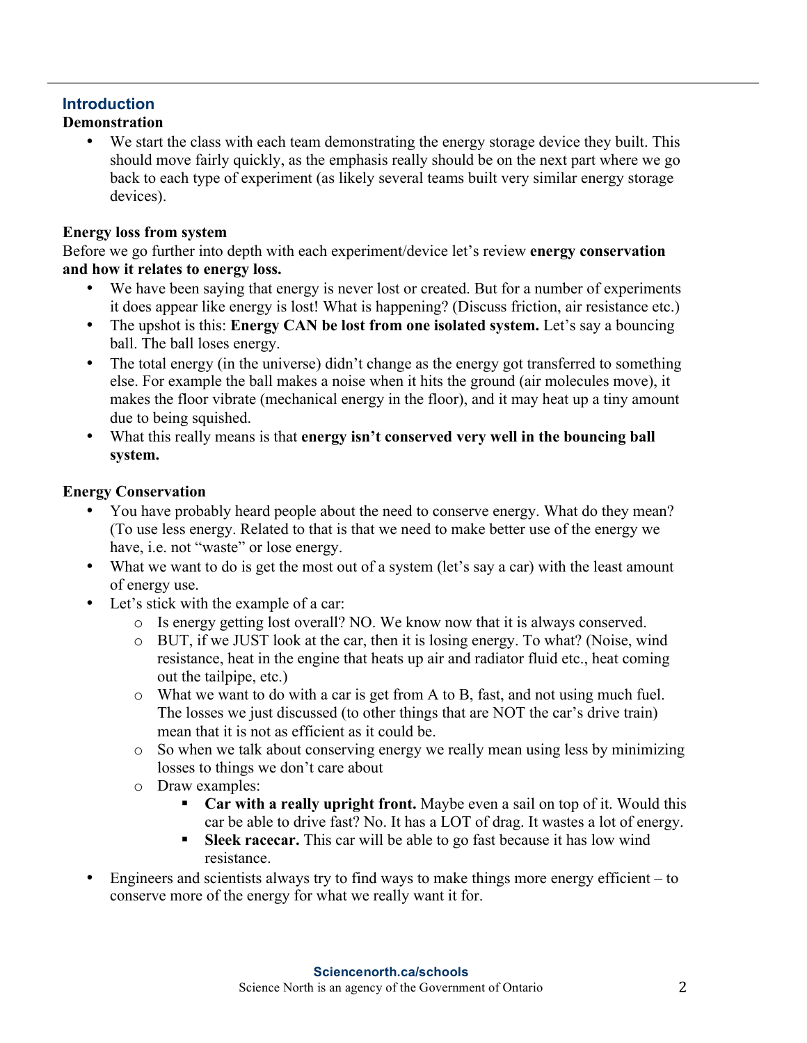## Introduction

### Demonstration

- We start the class with each team demonstrating the energy storage device they built. This should move fairly quickly, as the emphasis really should be on the next part where we go back to each type of experiment (as likely several teams built very similar energy storage devices).

### Energy loss from system

Before we go further into depth with each experiment/device let's review **energy conservation and how it relates to energy loss.**

- We have been saying that energy is never lost or created. But for a number of experiments it does appear like energy is lost! What is happening? (Discuss friction, air resistance etc.)
- The upshot is this: **Energy CAN be lost from one isolated system.** Let's say a bouncing ball. The ball loses energy.
- The total energy (in the universe) didn't change as the energy got transferred to something else. For example the ball makes a noise when it hits the ground (air molecules move), it makes the floor vibrate (mechanical energy in the floor), and it may heat up a tiny amount due to being squished.
- What this really means is that **energy isn't conserved very well in the bouncing ball system.**

### Energy Conservation

- You have probably heard people about the need to conserve energy. What do they mean? (To use less energy. Related to that is that we need to make better use of the energy we have, i.e. not "waste" or lose energy.
- What we want to do is get the most out of a system (let's say a car) with the least amount of energy use.
- Let's stick with the example of a car:
  - Is energy getting lost overall? NO. We know now that it is always conserved.
  - BUT, if we JUST look at the car, then it is losing energy. To what? (Noise, wind resistance, heat in the engine that heats up air and radiator fluid etc., heat coming out the tailpipe, etc.)
  - What we want to do with a car is get from A to B, fast, and not using much fuel. The losses we just discussed (to other things that are NOT the car's drive train) mean that it is not as efficient as it could be.
  - So when we talk about conserving energy we really mean using less by minimizing losses to things we don't care about
  - Draw examples:
    - **Car with a really upright front.** Maybe even a sail on top of it. Would this car be able to drive fast? No. It has a LOT of drag. It wastes a lot of energy.
    - **Sleek racecar.** This car will be able to go fast because it has low wind resistance.
- Engineers and scientists always try to find ways to make things more energy efficient – to conserve more of the energy for what we really want it for.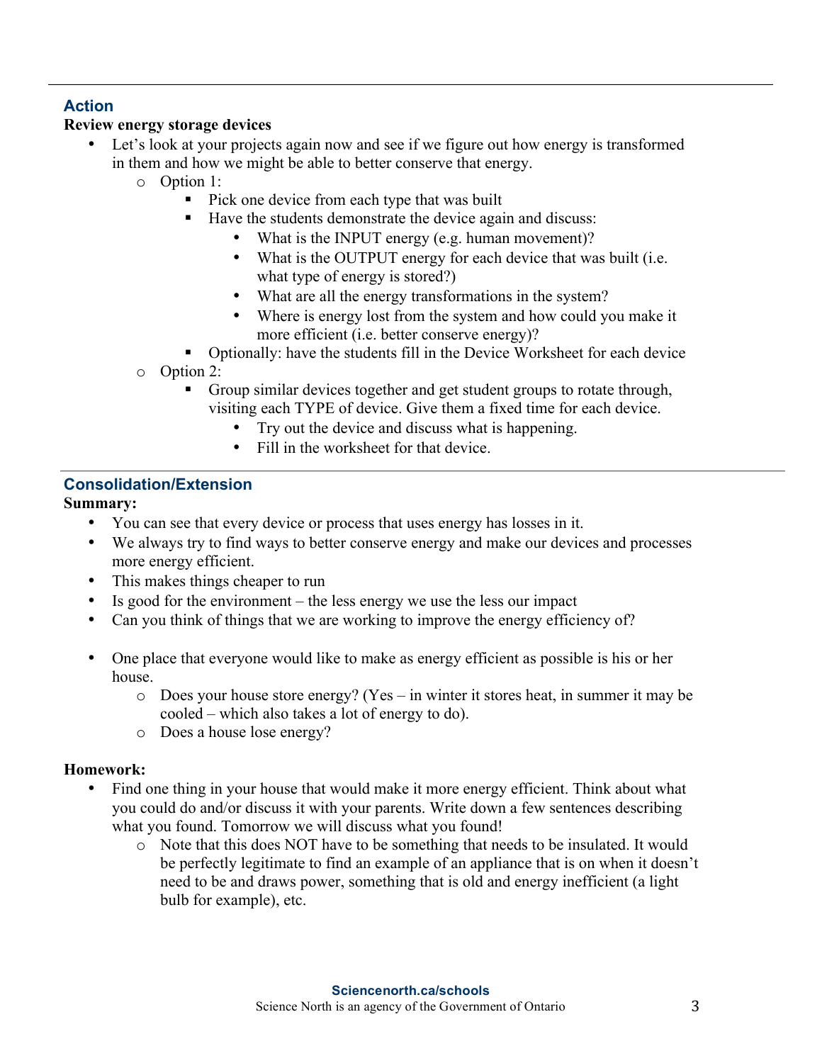## Action

**Review energy storage devices**

- Let's look at your projects again now and see if we figure out how energy is transformed in them and how we might be able to better conserve that energy.
    - Option 1:
        - Pick one device from each type that was built
        - Have the students demonstrate the device again and discuss:
            - What is the INPUT energy (e.g. human movement)?
            - What is the OUTPUT energy for each device that was built (i.e. what type of energy is stored?)
            - What are all the energy transformations in the system?
            - Where is energy lost from the system and how could you make it more efficient (i.e. better conserve energy)?
        - Optionally: have the students fill in the Device Worksheet for each device
    - Option 2:
        - Group similar devices together and get student groups to rotate through, visiting each TYPE of device. Give them a fixed time for each device.
            - Try out the device and discuss what is happening.
            - Fill in the worksheet for that device.

## Consolidation/Extension

**Summary:**

- You can see that every device or process that uses energy has losses in it.
- We always try to find ways to better conserve energy and make our devices and processes more energy efficient.
- This makes things cheaper to run
- Is good for the environment – the less energy we use the less our impact
- Can you think of things that we are working to improve the energy efficiency of?

- One place that everyone would like to make as energy efficient as possible is his or her house.
    - Does your house store energy? (Yes – in winter it stores heat, in summer it may be cooled – which also takes a lot of energy to do).
    - Does a house lose energy?

**Homework:**

- Find one thing in your house that would make it more energy efficient. Think about what you could do and/or discuss it with your parents. Write down a few sentences describing what you found. Tomorrow we will discuss what you found!
    - Note that this does NOT have to be something that needs to be insulated. It would be perfectly legitimate to find an example of an appliance that is on when it doesn't need to be and draws power, something that is old and energy inefficient (a light bulb for example), etc.